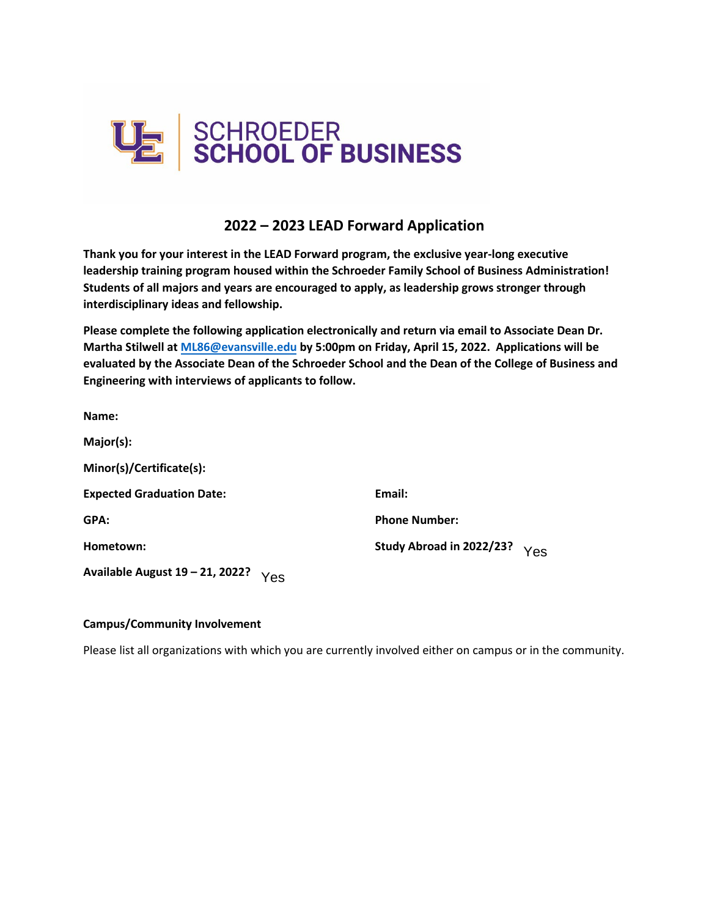SCHROEDER
SCHOOL OF BUSINESS

## 2022 – 2023 LEAD Forward Application

**Thank you for your interest in the LEAD Forward program, the exclusive year-long executive leadership training program housed within the Schroeder Family School of Business Administration! Students of all majors and years are encouraged to apply, as leadership grows stronger through interdisciplinary ideas and fellowship.**

**Please complete the following application electronically and return via email to Associate Dean Dr. Martha Stilwell at [ML86@evansville.edu](mailto:ML86@evansville.edu) by 5:00pm on Friday, April 15, 2022. Applications will be evaluated by the Associate Dean of the Schroeder School and the Dean of the College of Business and Engineering with interviews of applicants to follow.**

**Name:**

**Major(s):**

**Minor(s)/Certificate(s):**

**Expected Graduation Date:**

**Email:**

**GPA:**

**Phone Number:**

**Hometown:**

**Study Abroad in 2022/23?** Yes

**Available August 19 – 21, 2022?** Yes

**Campus/Community Involvement**

Please list all organizations with which you are currently involved either on campus or in the community.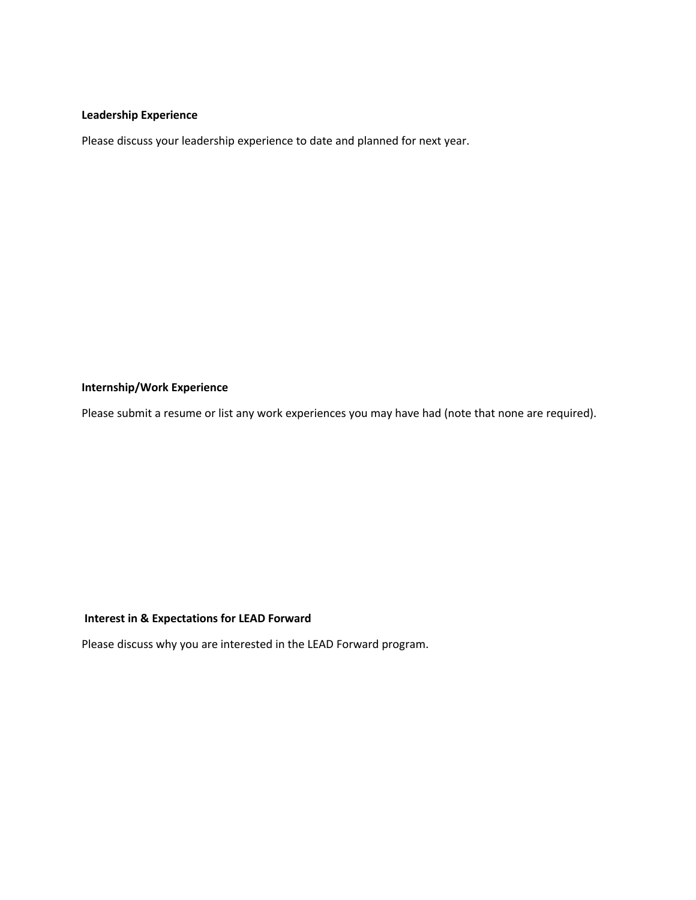**Leadership Experience**

Please discuss your leadership experience to date and planned for next year.

**Internship/Work Experience**

Please submit a resume or list any work experiences you may have had (note that none are required).

**Interest in & Expectations for LEAD Forward**

Please discuss why you are interested in the LEAD Forward program.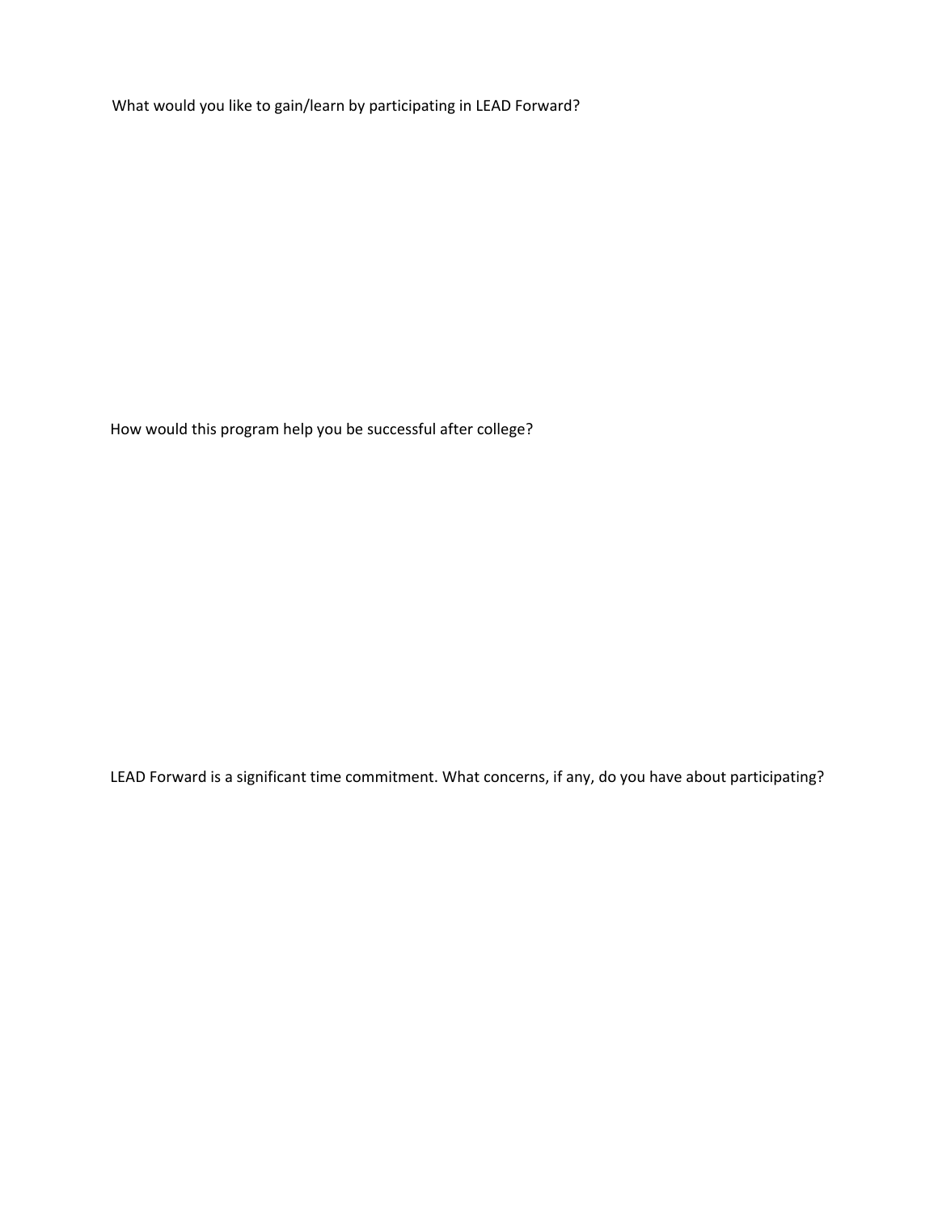What would you like to gain/learn by participating in LEAD Forward?

How would this program help you be successful after college?

LEAD Forward is a significant time commitment. What concerns, if any, do you have about participating?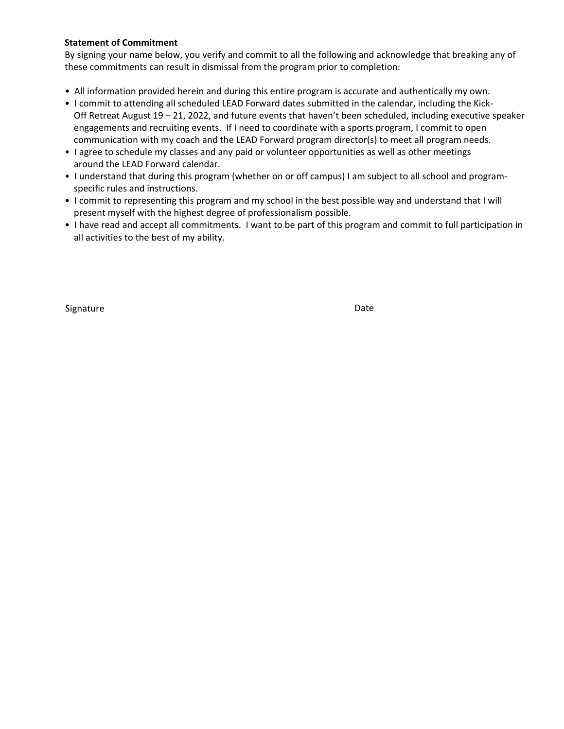**Statement of Commitment**

By signing your name below, you verify and commit to all the following and acknowledge that breaking any of these commitments can result in dismissal from the program prior to completion:

- All information provided herein and during this entire program is accurate and authentically my own.
- I commit to attending all scheduled LEAD Forward dates submitted in the calendar, including the Kick-Off Retreat August 19 – 21, 2022, and future events that haven't been scheduled, including executive speaker engagements and recruiting events. If I need to coordinate with a sports program, I commit to open communication with my coach and the LEAD Forward program director(s) to meet all program needs.
- I agree to schedule my classes and any paid or volunteer opportunities as well as other meetings around the LEAD Forward calendar.
- I understand that during this program (whether on or off campus) I am subject to all school and program-specific rules and instructions.
- I commit to representing this program and my school in the best possible way and understand that I will present myself with the highest degree of professionalism possible.
- I have read and accept all commitments. I want to be part of this program and commit to full participation in all activities to the best of my ability.

Signature

Date